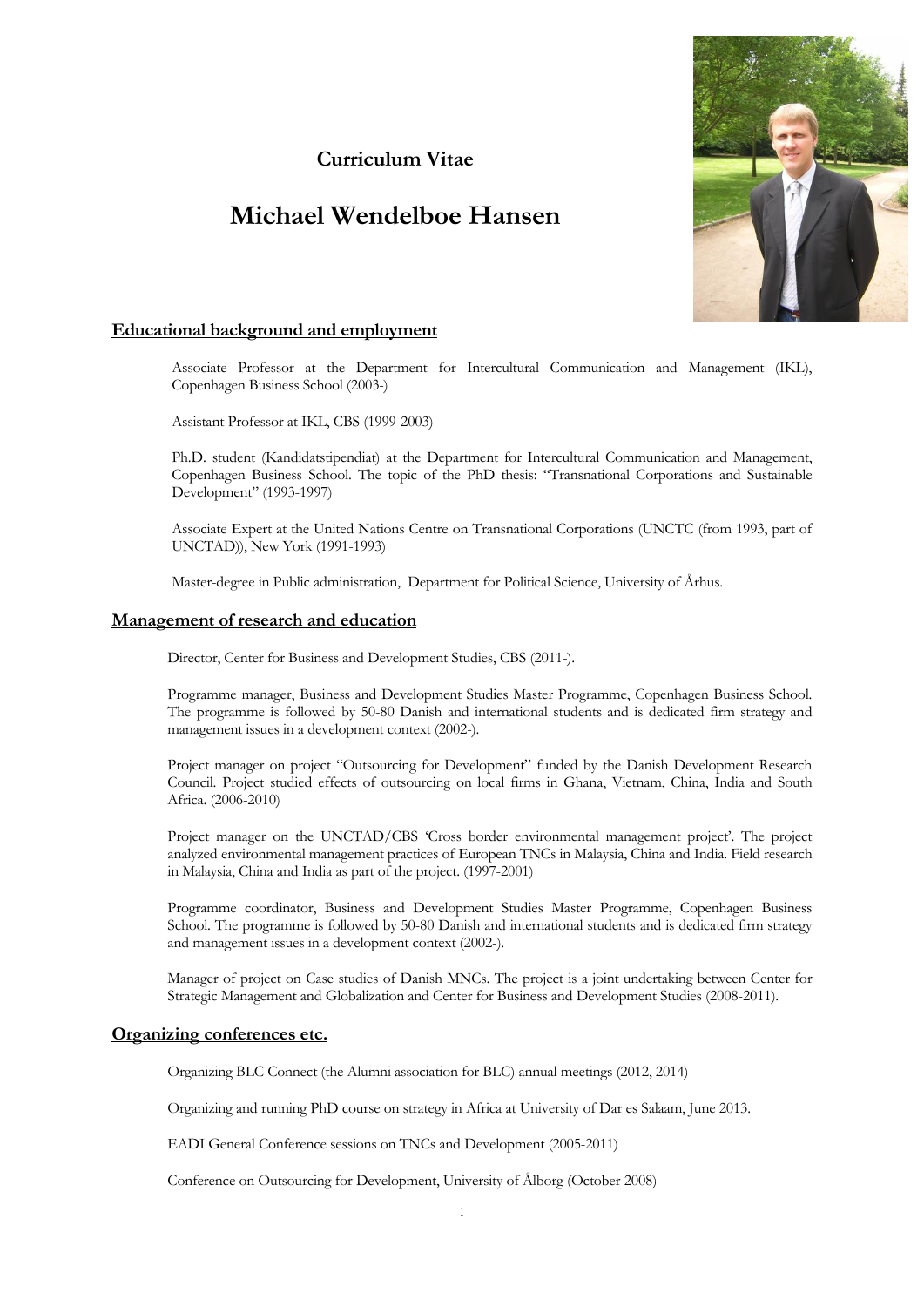**Curriculum Vitae**

# Michael Wendelboe Hansen

## Educational background and employment

Associate Professor at the Department for Intercultural Communication and Management (IKL), Copenhagen Business School (2003-)

Assistant Professor at IKL, CBS (1999-2003)

Ph.D. student (Kandidatstipendiat) at the Department for Intercultural Communication and Management, Copenhagen Business School. The topic of the PhD thesis: "Transnational Corporations and Sustainable Development" (1993-1997)

Associate Expert at the United Nations Centre on Transnational Corporations (UNCTC (from 1993, part of UNCTAD)), New York (1991-1993)

Master-degree in Public administration, Department for Political Science, University of Århus.

## Management of research and education

Director, Center for Business and Development Studies, CBS (2011-).

Programme manager, Business and Development Studies Master Programme, Copenhagen Business School. The programme is followed by 50-80 Danish and international students and is dedicated firm strategy and management issues in a development context (2002-).

Project manager on project "Outsourcing for Development" funded by the Danish Development Research Council. Project studied effects of outsourcing on local firms in Ghana, Vietnam, China, India and South Africa. (2006-2010)

Project manager on the UNCTAD/CBS 'Cross border environmental management project'. The project analyzed environmental management practices of European TNCs in Malaysia, China and India. Field research in Malaysia, China and India as part of the project. (1997-2001)

Programme coordinator, Business and Development Studies Master Programme, Copenhagen Business School. The programme is followed by 50-80 Danish and international students and is dedicated firm strategy and management issues in a development context (2002-).

Manager of project on Case studies of Danish MNCs. The project is a joint undertaking between Center for Strategic Management and Globalization and Center for Business and Development Studies (2008-2011).

## Organizing conferences etc.

Organizing BLC Connect (the Alumni association for BLC) annual meetings (2012, 2014)

Organizing and running PhD course on strategy in Africa at University of Dar es Salaam, June 2013.

EADI General Conference sessions on TNCs and Development (2005-2011)

Conference on Outsourcing for Development, University of Ålborg (October 2008)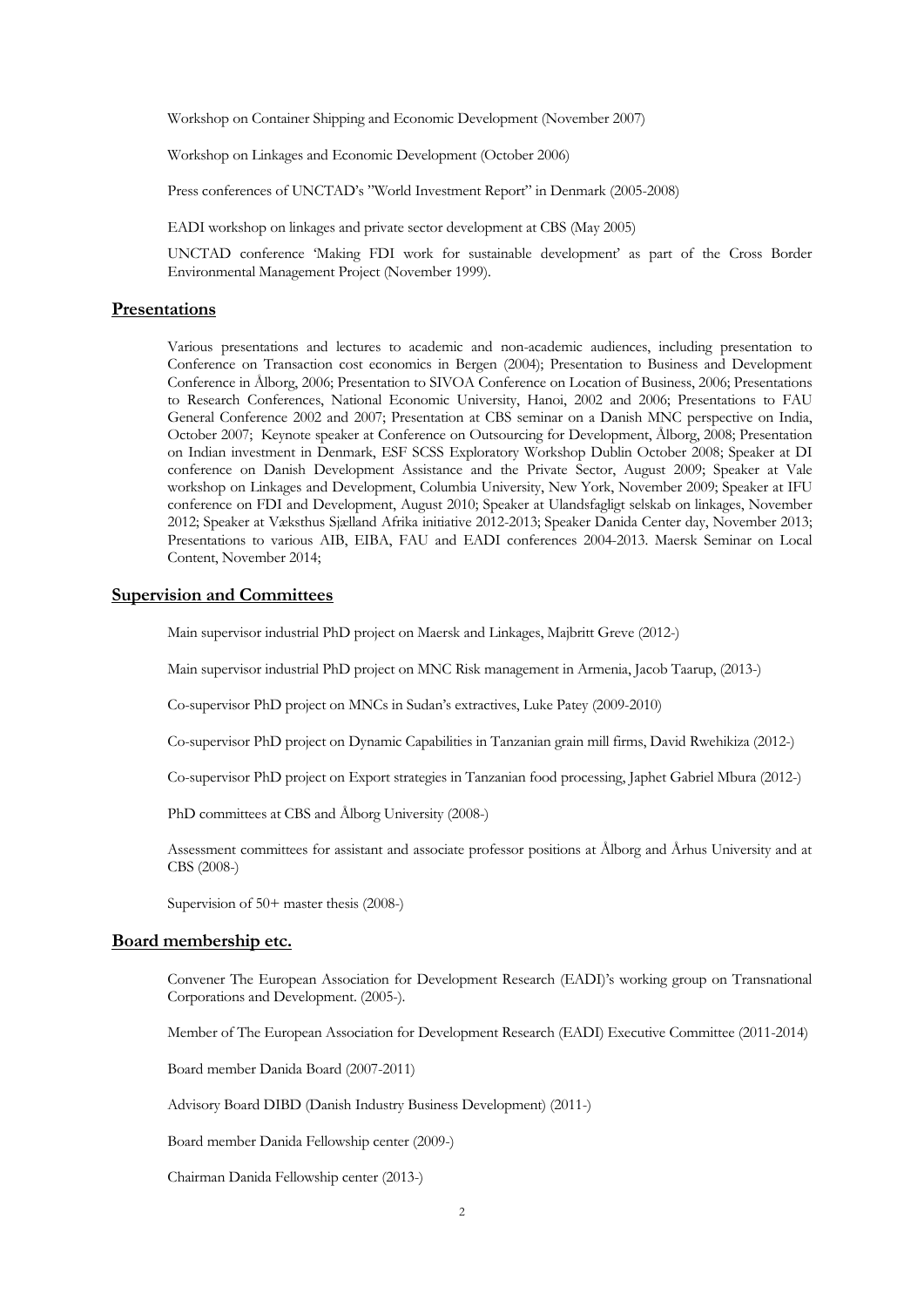Workshop on Container Shipping and Economic Development (November 2007)

Workshop on Linkages and Economic Development (October 2006)

Press conferences of UNCTAD's "World Investment Report" in Denmark (2005-2008)

EADI workshop on linkages and private sector development at CBS (May 2005)

UNCTAD conference 'Making FDI work for sustainable development' as part of the Cross Border Environmental Management Project (November 1999).

## Presentations

Various presentations and lectures to academic and non-academic audiences, including presentation to Conference on Transaction cost economics in Bergen (2004); Presentation to Business and Development Conference in Ålborg, 2006; Presentation to SIVOA Conference on Location of Business, 2006; Presentations to Research Conferences, National Economic University, Hanoi, 2002 and 2006; Presentations to FAU General Conference 2002 and 2007; Presentation at CBS seminar on a Danish MNC perspective on India, October 2007; Keynote speaker at Conference on Outsourcing for Development, Ålborg, 2008; Presentation on Indian investment in Denmark, ESF SCSS Exploratory Workshop Dublin October 2008; Speaker at DI conference on Danish Development Assistance and the Private Sector, August 2009; Speaker at Vale workshop on Linkages and Development, Columbia University, New York, November 2009; Speaker at IFU conference on FDI and Development, August 2010; Speaker at Ulandsfagligt selskab on linkages, November 2012; Speaker at Væksthus Sjælland Afrika initiative 2012-2013; Speaker Danida Center day, November 2013; Presentations to various AIB, EIBA, FAU and EADI conferences 2004-2013. Maersk Seminar on Local Content, November 2014;

## Supervision and Committees

Main supervisor industrial PhD project on Maersk and Linkages, Majbritt Greve (2012-)

Main supervisor industrial PhD project on MNC Risk management in Armenia, Jacob Taarup, (2013-)

Co-supervisor PhD project on MNCs in Sudan's extractives, Luke Patey (2009-2010)

Co-supervisor PhD project on Dynamic Capabilities in Tanzanian grain mill firms, David Rwehikiza (2012-)

Co-supervisor PhD project on Export strategies in Tanzanian food processing, Japhet Gabriel Mbura (2012-)

PhD committees at CBS and Ålborg University (2008-)

Assessment committees for assistant and associate professor positions at Ålborg and Århus University and at CBS (2008-)

Supervision of 50+ master thesis (2008-)

## Board membership etc.

Convener The European Association for Development Research (EADI)'s working group on Transnational Corporations and Development. (2005-).

Member of The European Association for Development Research (EADI) Executive Committee (2011-2014)

Board member Danida Board (2007-2011)

Advisory Board DIBD (Danish Industry Business Development) (2011-)

Board member Danida Fellowship center (2009-)

Chairman Danida Fellowship center (2013-)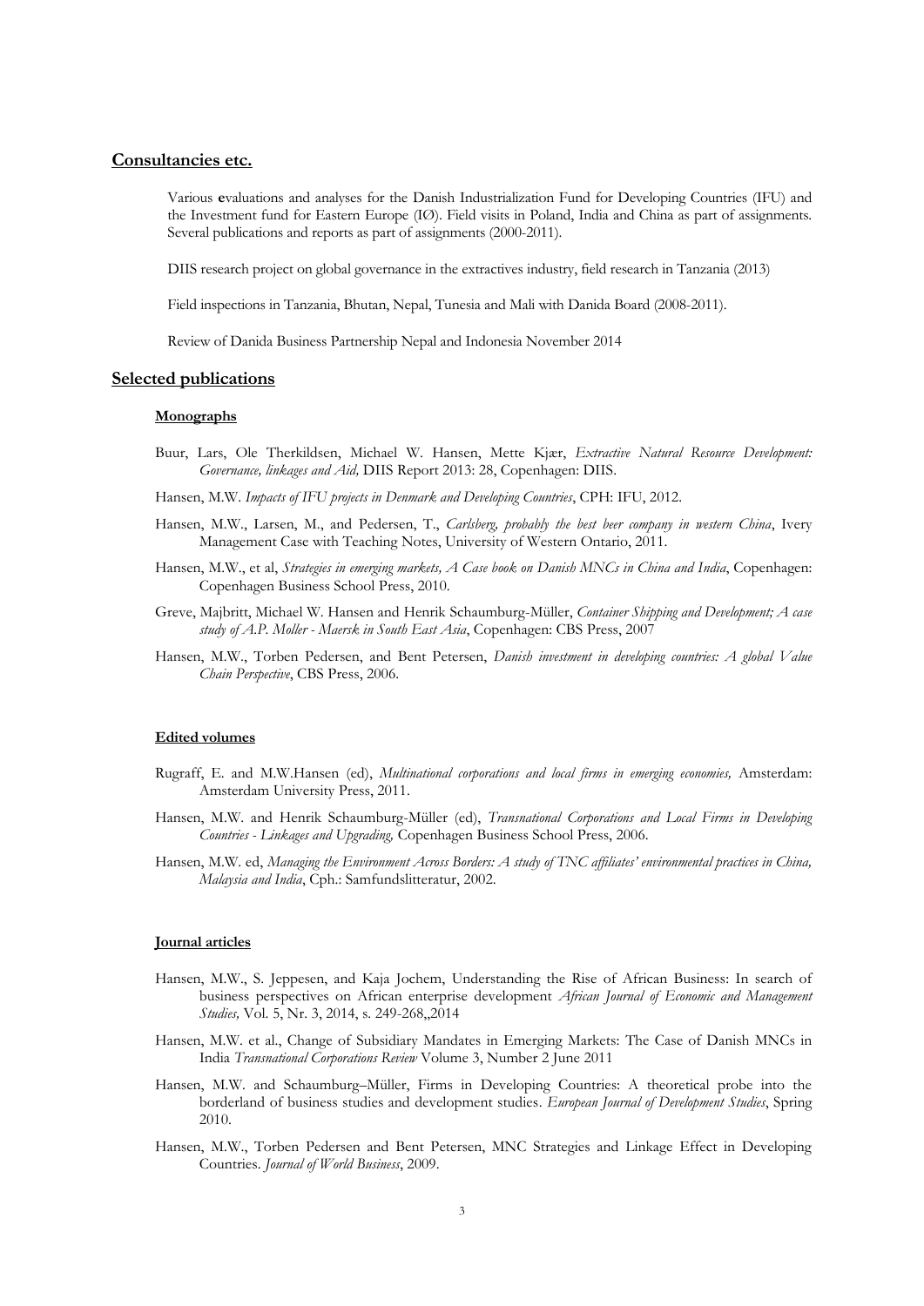## Consultancies etc.

Various **e**valuations and analyses for the Danish Industrialization Fund for Developing Countries (IFU) and the Investment fund for Eastern Europe (IØ). Field visits in Poland, India and China as part of assignments. Several publications and reports as part of assignments (2000-2011).

DIIS research project on global governance in the extractives industry, field research in Tanzania (2013)

Field inspections in Tanzania, Bhutan, Nepal, Tunesia and Mali with Danida Board (2008-2011).

Review of Danida Business Partnership Nepal and Indonesia November 2014

## Selected publications

### Monographs

Buur, Lars, Ole Therkildsen, Michael W. Hansen, Mette Kjær, *Extractive Natural Resource Development: Governance, linkages and Aid,* DIIS Report 2013: 28, Copenhagen: DIIS.

Hansen, M.W. *Impacts of IFU projects in Denmark and Developing Countries*, CPH: IFU, 2012.

Hansen, M.W., Larsen, M., and Pedersen, T., *Carlsberg, probably the best beer company in western China*, Ivery Management Case with Teaching Notes, University of Western Ontario, 2011.

Hansen, M.W., et al, *Strategies in emerging markets, A Case book on Danish MNCs in China and India*, Copenhagen: Copenhagen Business School Press, 2010.

Greve, Majbritt, Michael W. Hansen and Henrik Schaumburg-Müller, *Container Shipping and Development; A case study of A.P. Moller - Maersk in South East Asia*, Copenhagen: CBS Press, 2007

Hansen, M.W., Torben Pedersen, and Bent Petersen, *Danish investment in developing countries: A global Value Chain Perspective*, CBS Press, 2006.

### Edited volumes

Rugraff, E. and M.W.Hansen (ed), *Multinational corporations and local firms in emerging economies,* Amsterdam: Amsterdam University Press, 2011.

Hansen, M.W. and Henrik Schaumburg-Müller (ed), *Transnational Corporations and Local Firms in Developing Countries - Linkages and Upgrading,* Copenhagen Business School Press, 2006.

Hansen, M.W. ed, *Managing the Environment Across Borders: A study of TNC affiliates' environmental practices in China, Malaysia and India*, Cph.: Samfundslitteratur, 2002.

### Journal articles

Hansen, M.W., S. Jeppesen, and Kaja Jochem, Understanding the Rise of African Business: In search of business perspectives on African enterprise development *African Journal of Economic and Management Studies,* Vol. 5, Nr. 3, 2014, s. 249-268,,2014

Hansen, M.W. et al., Change of Subsidiary Mandates in Emerging Markets: The Case of Danish MNCs in India *Transnational Corporations Review* Volume 3, Number 2 June 2011

Hansen, M.W. and Schaumburg–Müller, Firms in Developing Countries: A theoretical probe into the borderland of business studies and development studies. *European Journal of Development Studies*, Spring 2010.

Hansen, M.W., Torben Pedersen and Bent Petersen, MNC Strategies and Linkage Effect in Developing Countries. *Journal of World Business*, 2009.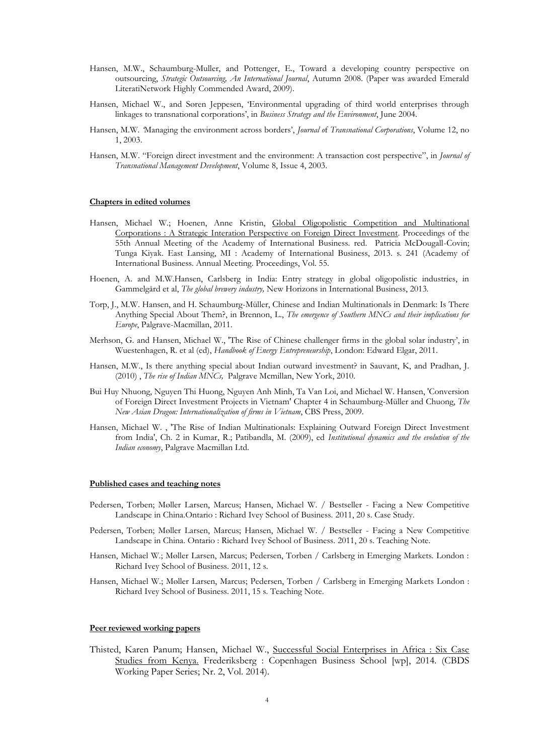Hansen, M.W., Schaumburg-Muller, and Pottenger, E., Toward a developing country perspective on outsourcing, *Strategic Outsourcing, An International Journal*, Autumn 2008. (Paper was awarded Emerald LiteratiNetwork Highly Commended Award, 2009).

Hansen, Michael W., and Søren Jeppesen, 'Environmental upgrading of third world enterprises through linkages to transnational corporations', in *Business Strategy and the Environment*, June 2004.

Hansen, M.W. 'Managing the environment across borders', *Journal of Transnational Corporations*, Volume 12, no 1, 2003.

Hansen, M.W. "Foreign direct investment and the environment: A transaction cost perspective", in *Journal of Transnational Management Development*, Volume 8, Issue 4, 2003.

**Chapters in edited volumes**

Hansen, Michael W.; Hoenen, Anne Kristin, Global Oligopolistic Competition and Multinational Corporations : A Strategic Interation Perspective on Foreign Direct Investment. Proceedings of the 55th Annual Meeting of the Academy of International Business. red. Patricia McDougall-Covin; Tunga Kiyak. East Lansing, MI : Academy of International Business, 2013. s. 241 (Academy of International Business. Annual Meeting. Proceedings, Vol. 55.

Hoenen, A. and M.W.Hansen, Carlsberg in India: Entry strategy in global oligopolistic industries, in Gammelgård et al, *The global brewery industry,* New Horizons in International Business, 2013.

Torp, J., M.W. Hansen, and H. Schaumburg-Müller, Chinese and Indian Multinationals in Denmark: Is There Anything Special About Them?, in Brennon, L., *The emergence of Southern MNCs and their implications for Europe*, Palgrave-Macmillan, 2011.

Merhson, G. and Hansen, Michael W., 'The Rise of Chinese challenger firms in the global solar industry', in Wuestenhagen, R. et al (ed), *Handbook of Energy Entrepreneurship*, London: Edward Elgar, 2011.

Hansen, M.W., Is there anything special about Indian outward investment? in Sauvant, K, and Pradhan, J. (2010) , *The rise of Indian MNCs,* Palgrave Mcmillan, New York, 2010.

Bui Huy Nhuong, Nguyen Thi Huong, Nguyen Anh Minh, Ta Van Loi, and Michael W. Hansen, 'Conversion of Foreign Direct Investment Projects in Vietnam' Chapter 4 in Schaumburg-Müller and Chuong, *The New Asian Dragon: Internationalization of firms in Vietnam*, CBS Press, 2009.

Hansen, Michael W. , 'The Rise of Indian Multinationals: Explaining Outward Foreign Direct Investment from India', Ch. 2 in Kumar, R.; Patibandla, M. (2009), ed *Institutional dynamics and the evolution of the Indian economy*, Palgrave Macmillan Ltd.

**Published cases and teaching notes**

Pedersen, Torben; Møller Larsen, Marcus; Hansen, Michael W. / Bestseller - Facing a New Competitive Landscape in China.Ontario : Richard Ivey School of Business. 2011, 20 s. Case Study.

Pedersen, Torben; Møller Larsen, Marcus; Hansen, Michael W. / Bestseller - Facing a New Competitive Landscape in China. Ontario : Richard Ivey School of Business. 2011, 20 s. Teaching Note.

Hansen, Michael W.; Møller Larsen, Marcus; Pedersen, Torben / Carlsberg in Emerging Markets. London : Richard Ivey School of Business. 2011, 12 s.

Hansen, Michael W.; Møller Larsen, Marcus; Pedersen, Torben / Carlsberg in Emerging Markets London : Richard Ivey School of Business. 2011, 15 s. Teaching Note.

**Peer reviewed working papers**

Thisted, Karen Panum; Hansen, Michael W., Successful Social Enterprises in Africa : Six Case Studies from Kenya. Frederiksberg : Copenhagen Business School [wp], 2014. (CBDS Working Paper Series; Nr. 2, Vol. 2014).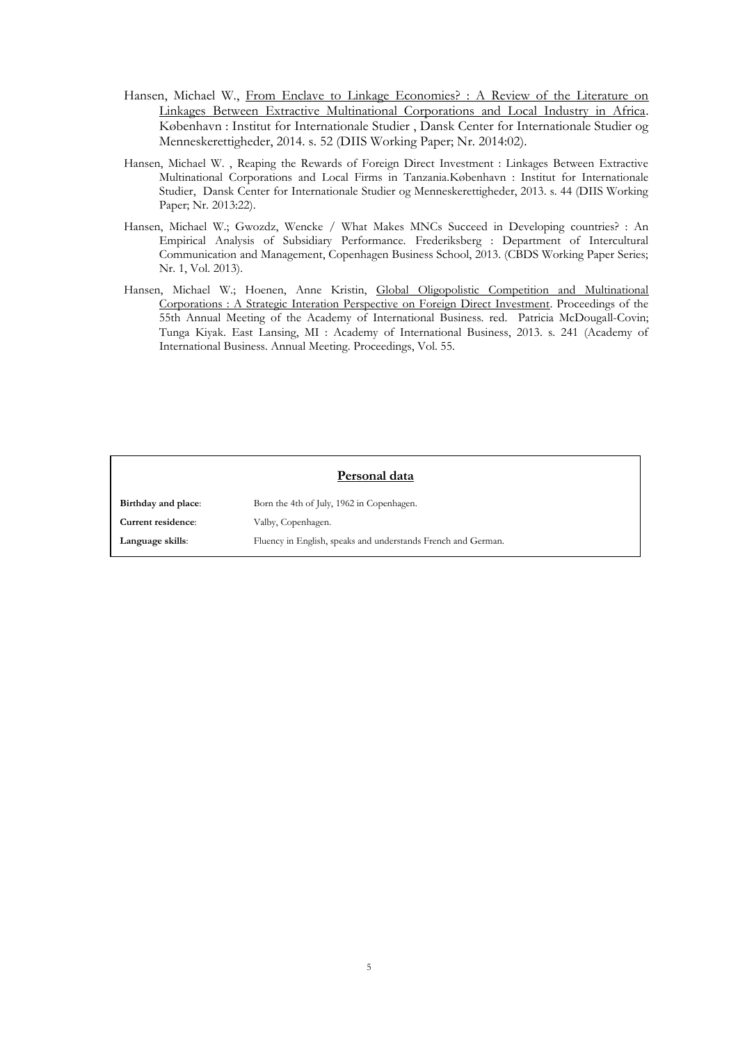- Hansen, Michael W., <u>From Enclave to Linkage Economies? : A Review of the Literature on Linkages Between Extractive Multinational Corporations and Local Industry in Africa</u>. København : Institut for Internationale Studier , Dansk Center for Internationale Studier og Menneskerettigheder, 2014. s. 52 (DIIS Working Paper; Nr. 2014:02).

- Hansen, Michael W. , Reaping the Rewards of Foreign Direct Investment : Linkages Between Extractive Multinational Corporations and Local Firms in Tanzania.København : Institut for Internationale Studier, Dansk Center for Internationale Studier og Menneskerettigheder, 2013. s. 44 (DIIS Working Paper; Nr. 2013:22).

- Hansen, Michael W.; Gwozdz, Wencke / What Makes MNCs Succeed in Developing countries? : An Empirical Analysis of Subsidiary Performance. Frederiksberg : Department of Intercultural Communication and Management, Copenhagen Business School, 2013. (CBDS Working Paper Series; Nr. 1, Vol. 2013).

- Hansen, Michael W.; Hoenen, Anne Kristin, <u>Global Oligopolistic Competition and Multinational Corporations : A Strategic Interation Perspective on Foreign Direct Investment</u>. Proceedings of the 55th Annual Meeting of the Academy of International Business. red. Patricia McDougall-Covin; Tunga Kiyak. East Lansing, MI : Academy of International Business, 2013. s. 241 (Academy of International Business. Annual Meeting. Proceedings, Vol. 55.

## Personal data

| | |
|---|---|
| **Birthday and place**: | Born the 4th of July, 1962 in Copenhagen. |
| **Current residence**: | Valby, Copenhagen. |
| **Language skills**: | Fluency in English, speaks and understands French and German. |